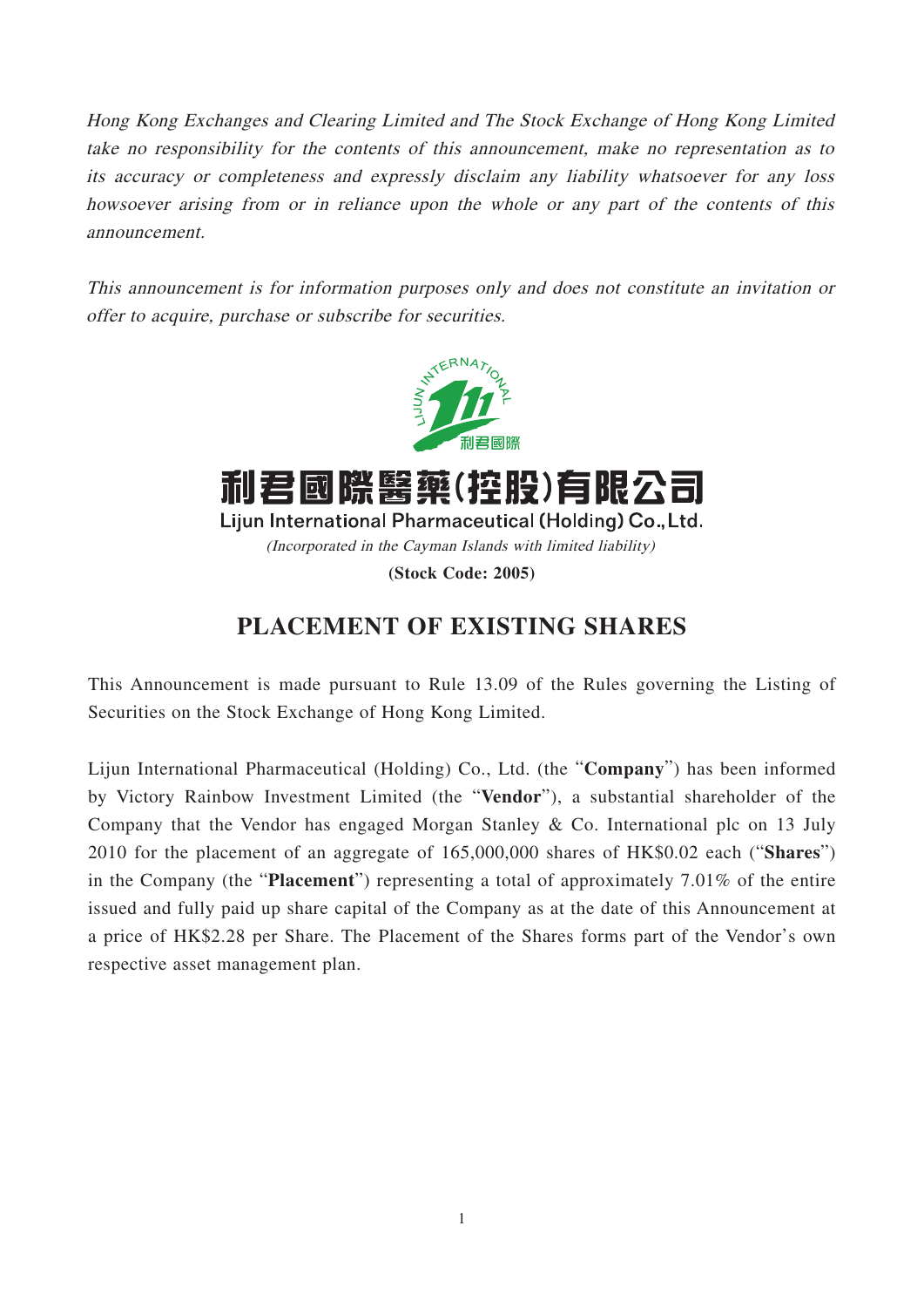*Hong Kong Exchanges and Clearing Limited and The Stock Exchange of Hong Kong Limited take no responsibility for the contents of this announcement, make no representation as to its accuracy or completeness and expressly disclaim any liability whatsoever for any loss howsoever arising from or in reliance upon the whole or any part of the contents of this announcement.*

*This announcement is for information purposes only and does not constitute an invitation or offer to acquire, purchase or subscribe for securities.*

# 利君國際醫藥(控股)有限公司

**Lijun International Pharmaceutical (Holding) Co., Ltd.**

*(Incorporated in the Cayman Islands with limited liability)*

**(Stock Code: 2005)**

## PLACEMENT OF EXISTING SHARES

This Announcement is made pursuant to Rule 13.09 of the Rules governing the Listing of Securities on the Stock Exchange of Hong Kong Limited.

Lijun International Pharmaceutical (Holding) Co., Ltd. (the "**Company**") has been informed by Victory Rainbow Investment Limited (the "**Vendor**"), a substantial shareholder of the Company that the Vendor has engaged Morgan Stanley & Co. International plc on 13 July 2010 for the placement of an aggregate of 165,000,000 shares of HK$0.02 each ("**Shares**") in the Company (the "**Placement**") representing a total of approximately 7.01% of the entire issued and fully paid up share capital of the Company as at the date of this Announcement at a price of HK$2.28 per Share. The Placement of the Shares forms part of the Vendor's own respective asset management plan.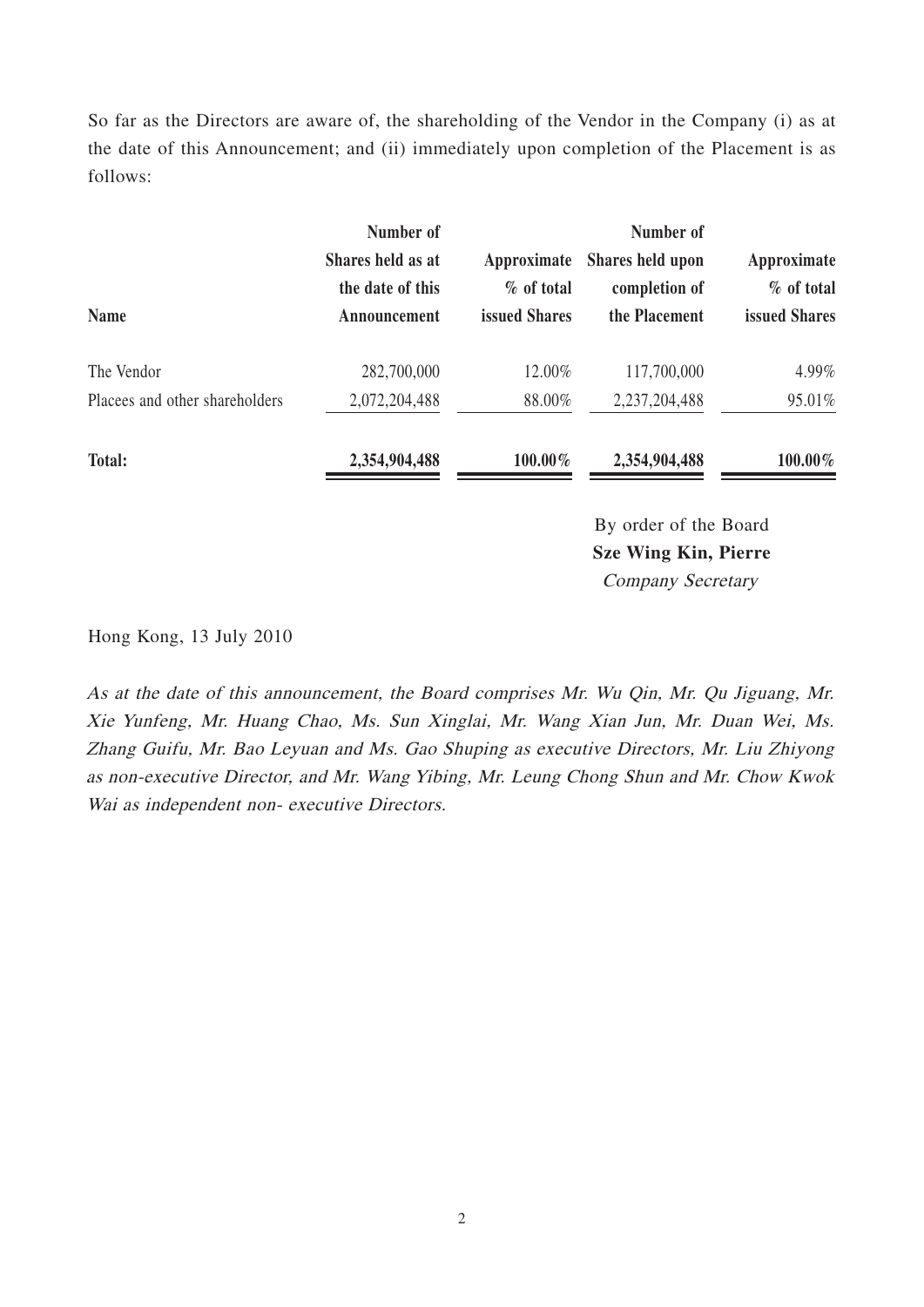So far as the Directors are aware of, the shareholding of the Vendor in the Company (i) as at the date of this Announcement; and (ii) immediately upon completion of the Placement is as follows:

| Name | Number of Shares held as at the date of this Announcement | Approximate % of total issued Shares | Number of Shares held upon completion of the Placement | Approximate % of total issued Shares |
|---|---|---|---|---|
| The Vendor | 282,700,000 | 12.00% | 117,700,000 | 4.99% |
| Placees and other shareholders | 2,072,204,488 | 88.00% | 2,237,204,488 | 95.01% |
| **Total:** | **2,354,904,488** | **100.00%** | **2,354,904,488** | **100.00%** |

By order of the Board
**Sze Wing Kin, Pierre**
*Company Secretary*

Hong Kong, 13 July 2010

*As at the date of this announcement, the Board comprises Mr. Wu Qin, Mr. Qu Jiguang, Mr. Xie Yunfeng, Mr. Huang Chao, Ms. Sun Xinglai, Mr. Wang Xian Jun, Mr. Duan Wei, Ms. Zhang Guifu, Mr. Bao Leyuan and Ms. Gao Shuping as executive Directors, Mr. Liu Zhiyong as non-executive Director, and Mr. Wang Yibing, Mr. Leung Chong Shun and Mr. Chow Kwok Wai as independent non- executive Directors.*